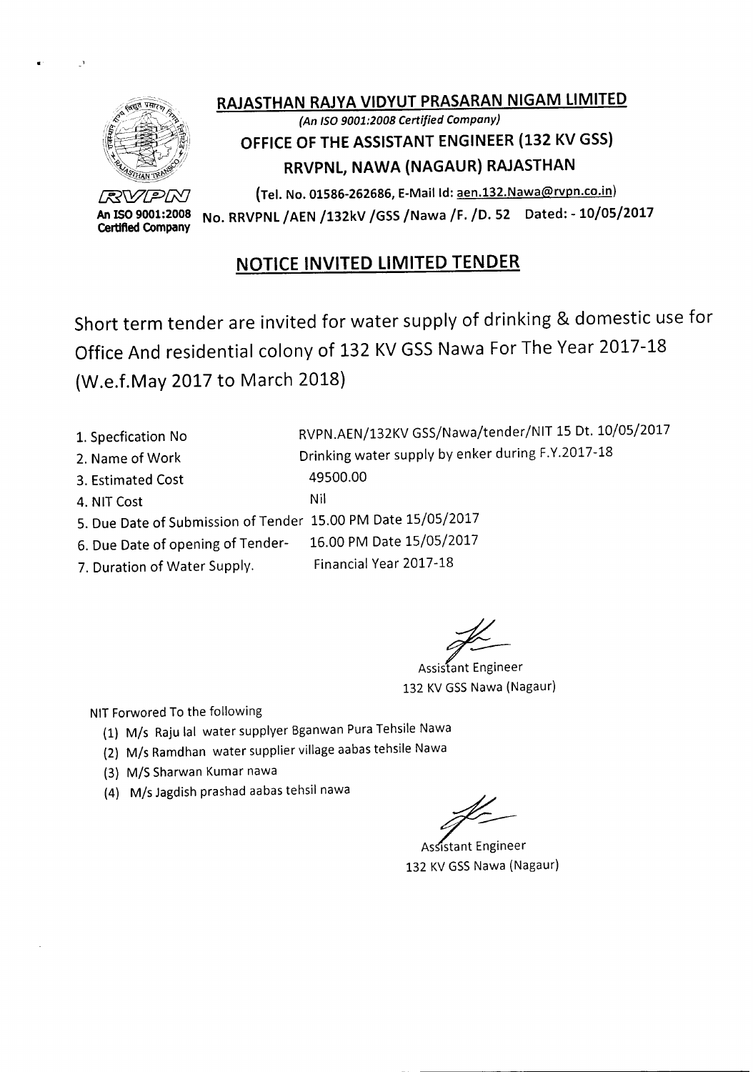# RAJASTHAN RAJYA VIDYUT PRASARAN NIGAM LIMITED

*(An ISO 9001:2008 Certified Company)*

## OFFICE OF THE ASSISTANT ENGINEER (132 KV GSS)

## RRVPNL, NAWA (NAGAUR) RAJASTHAN

RVPN
An ISO 9001:2008 Certified Company

(Tel. No. 01586-262686, E-Mail Id: aen.132.Nawa@rvpn.co.in)

No. RRVPNL /AEN /132kV /GSS /Nawa /F. /D. 52 Dated: - 10/05/2017

## NOTICE INVITED LIMITED TENDER

Short term tender are invited for water supply of drinking & domestic use for Office And residential colony of 132 KV GSS Nawa For The Year 2017-18 (W.e.f.May 2017 to March 2018)

| | |
|---|---|
| 1. Specfication No | RVPN.AEN/132KV GSS/Nawa/tender/NIT 15 Dt. 10/05/2017 |
| 2. Name of Work | Drinking water supply by enker during F.Y.2017-18 |
| 3. Estimated Cost | 49500.00 |
| 4. NIT Cost | Nil |
| 5. Due Date of Submission of Tender | 15.00 PM Date 15/05/2017 |
| 6. Due Date of opening of Tender- | 16.00 PM Date 15/05/2017 |
| 7. Duration of Water Supply. | Financial Year 2017-18 |

Assistant Engineer
132 KV GSS Nawa (Nagaur)

NIT Forwored To the following

(1) M/s Raju lal water supplyer Bganwan Pura Tehsile Nawa
(2) M/s Ramdhan water supplier village aabas tehsile Nawa
(3) M/S Sharwan Kumar nawa
(4) M/s Jagdish prashad aabas tehsil nawa

Assistant Engineer
132 KV GSS Nawa (Nagaur)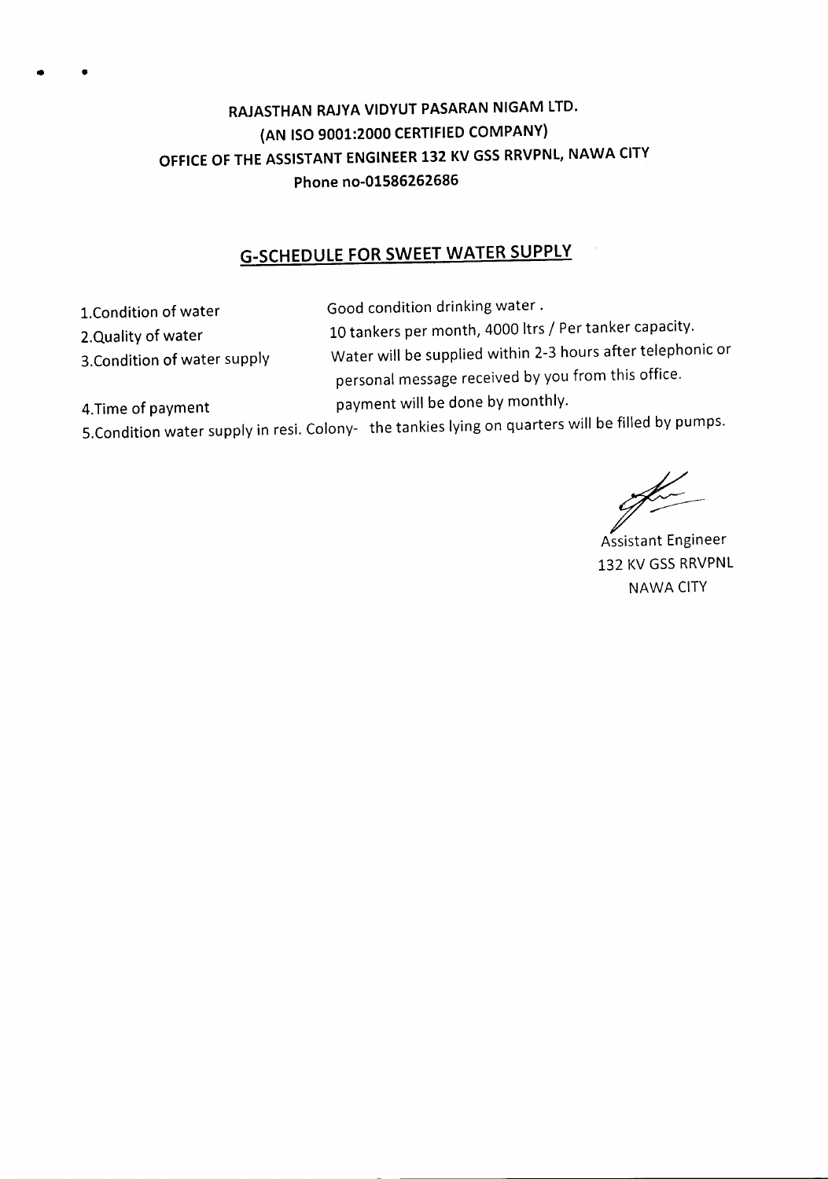**RAJASTHAN RAJYA VIDYUT PASARAN NIGAM LTD.**
**(AN ISO 9001:2000 CERTIFIED COMPANY)**
**OFFICE OF THE ASSISTANT ENGINEER 132 KV GSS RRVPNL, NAWA CITY**
**Phone no-01586262686**

## G-SCHEDULE FOR SWEET WATER SUPPLY

| | |
|---|---|
| 1.Condition of water | Good condition drinking water . |
| 2.Quality of water | 10 tankers per month, 4000 ltrs / Per tanker capacity. |
| 3.Condition of water supply | Water will be supplied within 2-3 hours after telephonic or personal message received by you from this office. |
| 4.Time of payment | payment will be done by monthly. |

5.Condition water supply in resi. Colony- the tankies lying on quarters will be filled by pumps.

Assistant Engineer
132 KV GSS RRVPNL
NAWA CITY